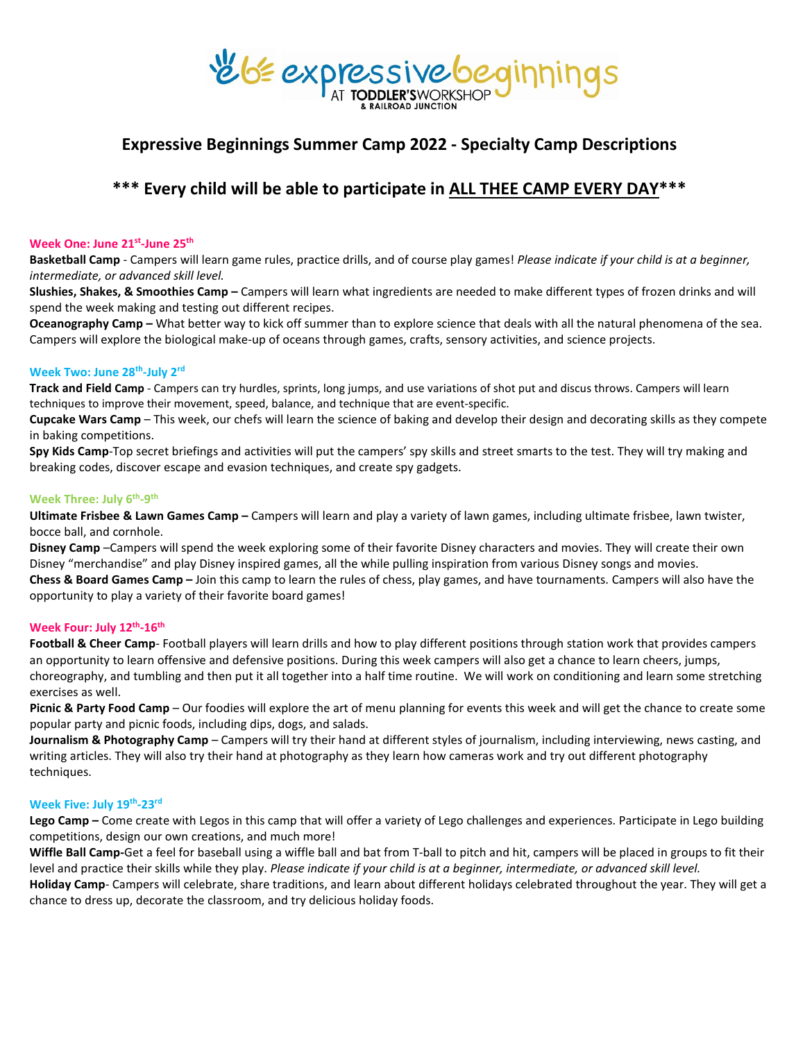expressive beginnings AT TODDLER'S WORKSHOP & RAILROAD JUNCTION

## Expressive Beginnings Summer Camp 2022 - Specialty Camp Descriptions

### *** Every child will be able to participate in ALL THEE CAMP EVERY DAY***

#### Week One: June 21st-June 25th

**Basketball Camp** - Campers will learn game rules, practice drills, and of course play games! *Please indicate if your child is at a beginner, intermediate, or advanced skill level.*

**Slushies, Shakes, & Smoothies Camp –** Campers will learn what ingredients are needed to make different types of frozen drinks and will spend the week making and testing out different recipes.

**Oceanography Camp –** What better way to kick off summer than to explore science that deals with all the natural phenomena of the sea. Campers will explore the biological make-up of oceans through games, crafts, sensory activities, and science projects.

#### Week Two: June 28th-July 2nd

**Track and Field Camp** - Campers can try hurdles, sprints, long jumps, and use variations of shot put and discus throws. Campers will learn techniques to improve their movement, speed, balance, and technique that are event-specific.

**Cupcake Wars Camp** – This week, our chefs will learn the science of baking and develop their design and decorating skills as they compete in baking competitions.

**Spy Kids Camp**-Top secret briefings and activities will put the campers' spy skills and street smarts to the test. They will try making and breaking codes, discover escape and evasion techniques, and create spy gadgets.

#### Week Three: July 6th-9th

**Ultimate Frisbee & Lawn Games Camp –** Campers will learn and play a variety of lawn games, including ultimate frisbee, lawn twister, bocce ball, and cornhole.

**Disney Camp** –Campers will spend the week exploring some of their favorite Disney characters and movies. They will create their own Disney "merchandise" and play Disney inspired games, all the while pulling inspiration from various Disney songs and movies.

**Chess & Board Games Camp –** Join this camp to learn the rules of chess, play games, and have tournaments. Campers will also have the opportunity to play a variety of their favorite board games!

#### Week Four: July 12th-16th

**Football & Cheer Camp**- Football players will learn drills and how to play different positions through station work that provides campers an opportunity to learn offensive and defensive positions. During this week campers will also get a chance to learn cheers, jumps, choreography, and tumbling and then put it all together into a half time routine. We will work on conditioning and learn some stretching exercises as well.

**Picnic & Party Food Camp** – Our foodies will explore the art of menu planning for events this week and will get the chance to create some popular party and picnic foods, including dips, dogs, and salads.

**Journalism & Photography Camp** – Campers will try their hand at different styles of journalism, including interviewing, news casting, and writing articles. They will also try their hand at photography as they learn how cameras work and try out different photography techniques.

#### Week Five: July 19th-23rd

**Lego Camp –** Come create with Legos in this camp that will offer a variety of Lego challenges and experiences. Participate in Lego building competitions, design our own creations, and much more!

**Wiffle Ball Camp-**Get a feel for baseball using a wiffle ball and bat from T-ball to pitch and hit, campers will be placed in groups to fit their level and practice their skills while they play. *Please indicate if your child is at a beginner, intermediate, or advanced skill level.*

**Holiday Camp**- Campers will celebrate, share traditions, and learn about different holidays celebrated throughout the year. They will get a chance to dress up, decorate the classroom, and try delicious holiday foods.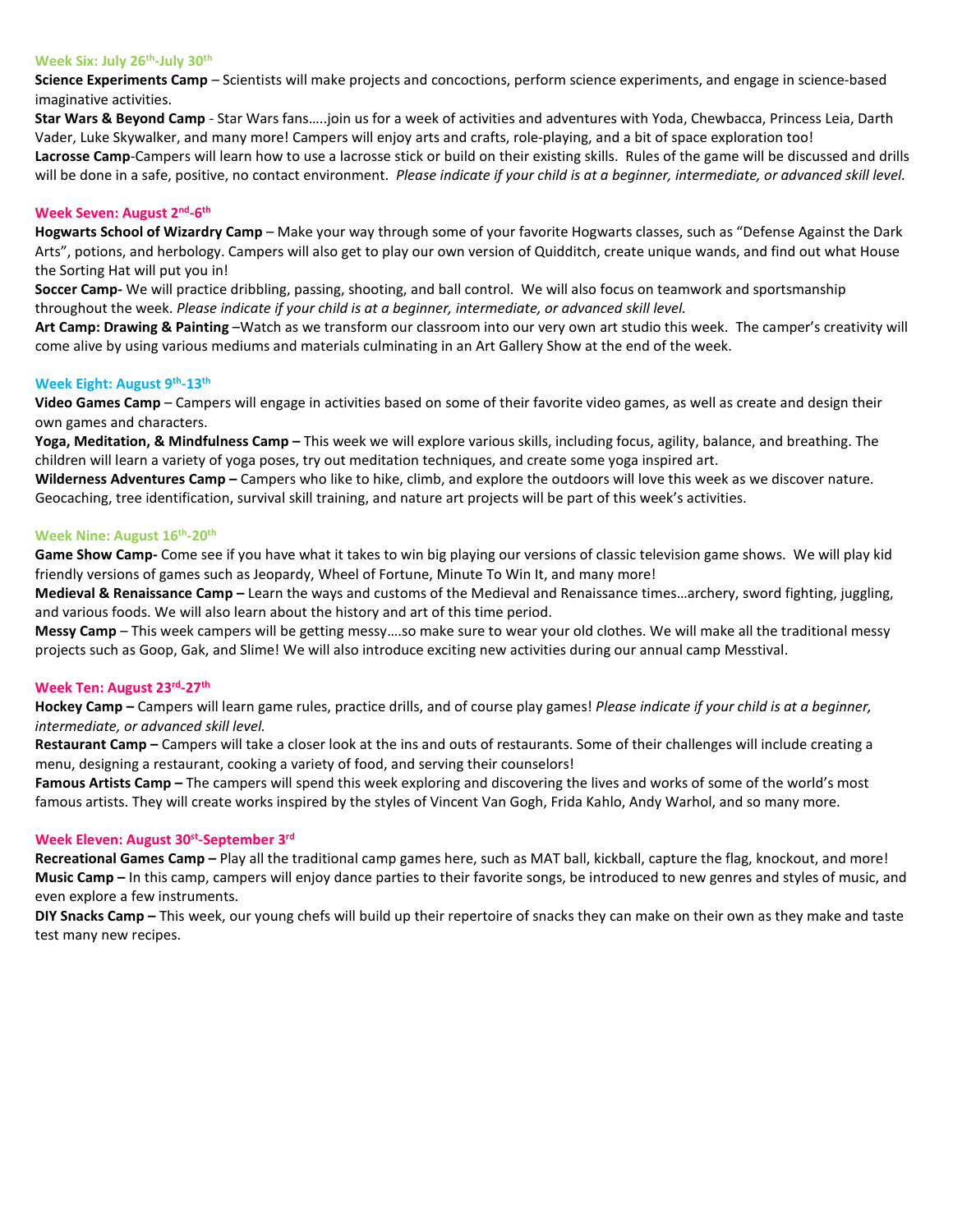### Week Six: July 26th-July 30th

**Science Experiments Camp** – Scientists will make projects and concoctions, perform science experiments, and engage in science-based imaginative activities.

**Star Wars & Beyond Camp** - Star Wars fans…..join us for a week of activities and adventures with Yoda, Chewbacca, Princess Leia, Darth Vader, Luke Skywalker, and many more! Campers will enjoy arts and crafts, role-playing, and a bit of space exploration too!

**Lacrosse Camp**-Campers will learn how to use a lacrosse stick or build on their existing skills. Rules of the game will be discussed and drills will be done in a safe, positive, no contact environment. *Please indicate if your child is at a beginner, intermediate, or advanced skill level.*

### Week Seven: August 2nd-6th

**Hogwarts School of Wizardry Camp** – Make your way through some of your favorite Hogwarts classes, such as "Defense Against the Dark Arts", potions, and herbology. Campers will also get to play our own version of Quidditch, create unique wands, and find out what House the Sorting Hat will put you in!

**Soccer Camp-** We will practice dribbling, passing, shooting, and ball control. We will also focus on teamwork and sportsmanship throughout the week. *Please indicate if your child is at a beginner, intermediate, or advanced skill level.*

**Art Camp: Drawing & Painting** –Watch as we transform our classroom into our very own art studio this week. The camper's creativity will come alive by using various mediums and materials culminating in an Art Gallery Show at the end of the week.

### Week Eight: August 9th-13th

**Video Games Camp** – Campers will engage in activities based on some of their favorite video games, as well as create and design their own games and characters.

**Yoga, Meditation, & Mindfulness Camp –** This week we will explore various skills, including focus, agility, balance, and breathing. The children will learn a variety of yoga poses, try out meditation techniques, and create some yoga inspired art.

**Wilderness Adventures Camp –** Campers who like to hike, climb, and explore the outdoors will love this week as we discover nature. Geocaching, tree identification, survival skill training, and nature art projects will be part of this week's activities.

### Week Nine: August 16th-20th

**Game Show Camp-** Come see if you have what it takes to win big playing our versions of classic television game shows. We will play kid friendly versions of games such as Jeopardy, Wheel of Fortune, Minute To Win It, and many more!

**Medieval & Renaissance Camp –** Learn the ways and customs of the Medieval and Renaissance times…archery, sword fighting, juggling, and various foods. We will also learn about the history and art of this time period.

**Messy Camp** – This week campers will be getting messy….so make sure to wear your old clothes. We will make all the traditional messy projects such as Goop, Gak, and Slime! We will also introduce exciting new activities during our annual camp Messtival.

### Week Ten: August 23rd-27th

**Hockey Camp –** Campers will learn game rules, practice drills, and of course play games! *Please indicate if your child is at a beginner, intermediate, or advanced skill level.*

**Restaurant Camp –** Campers will take a closer look at the ins and outs of restaurants. Some of their challenges will include creating a menu, designing a restaurant, cooking a variety of food, and serving their counselors!

**Famous Artists Camp –** The campers will spend this week exploring and discovering the lives and works of some of the world's most famous artists. They will create works inspired by the styles of Vincent Van Gogh, Frida Kahlo, Andy Warhol, and so many more.

### Week Eleven: August 30st-September 3rd

**Recreational Games Camp –** Play all the traditional camp games here, such as MAT ball, kickball, capture the flag, knockout, and more!

**Music Camp –** In this camp, campers will enjoy dance parties to their favorite songs, be introduced to new genres and styles of music, and even explore a few instruments.

**DIY Snacks Camp –** This week, our young chefs will build up their repertoire of snacks they can make on their own as they make and taste test many new recipes.